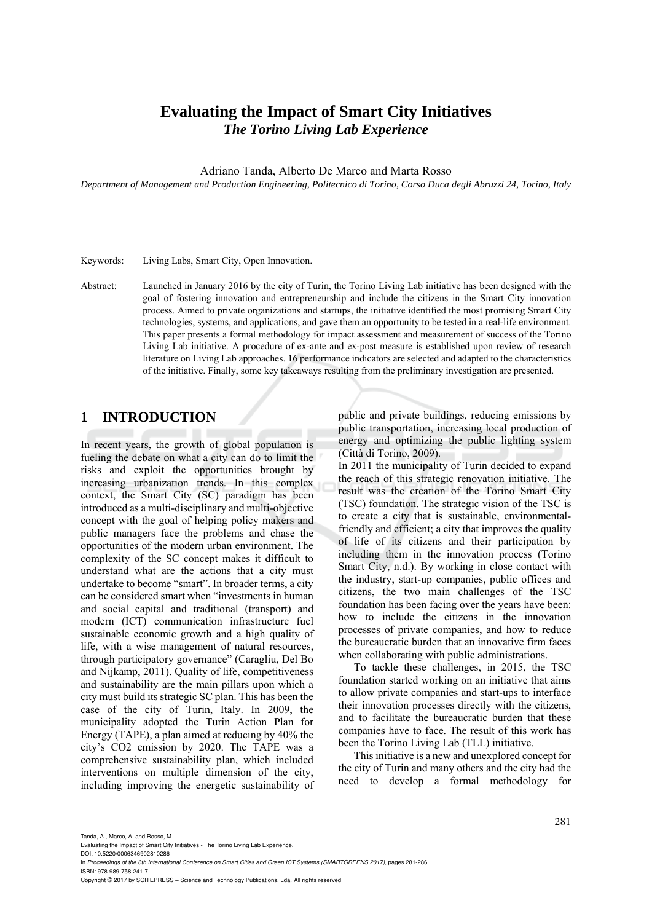# Evaluating the Impact of Smart City Initiatives
## *The Torino Living Lab Experience*

Adriano Tanda, Alberto De Marco and Marta Rosso

*Department of Management and Production Engineering, Politecnico di Torino, Corso Duca degli Abruzzi 24, Torino, Italy*

Keywords: Living Labs, Smart City, Open Innovation.

Abstract: Launched in January 2016 by the city of Turin, the Torino Living Lab initiative has been designed with the goal of fostering innovation and entrepreneurship and include the citizens in the Smart City innovation process. Aimed to private organizations and startups, the initiative identified the most promising Smart City technologies, systems, and applications, and gave them an opportunity to be tested in a real-life environment. This paper presents a formal methodology for impact assessment and measurement of success of the Torino Living Lab initiative. A procedure of ex-ante and ex-post measure is established upon review of research literature on Living Lab approaches. 16 performance indicators are selected and adapted to the characteristics of the initiative. Finally, some key takeaways resulting from the preliminary investigation are presented.

## 1 INTRODUCTION

In recent years, the growth of global population is fueling the debate on what a city can do to limit the risks and exploit the opportunities brought by increasing urbanization trends. In this complex context, the Smart City (SC) paradigm has been introduced as a multi-disciplinary and multi-objective concept with the goal of helping policy makers and public managers face the problems and chase the opportunities of the modern urban environment. The complexity of the SC concept makes it difficult to understand what are the actions that a city must undertake to become "smart". In broader terms, a city can be considered smart when "investments in human and social capital and traditional (transport) and modern (ICT) communication infrastructure fuel sustainable economic growth and a high quality of life, with a wise management of natural resources, through participatory governance" (Caragliu, Del Bo and Nijkamp, 2011). Quality of life, competitiveness and sustainability are the main pillars upon which a city must build its strategic SC plan. This has been the case of the city of Turin, Italy. In 2009, the municipality adopted the Turin Action Plan for Energy (TAPE), a plan aimed at reducing by 40% the city's $CO_2$ emission by 2020. The TAPE was a comprehensive sustainability plan, which included interventions on multiple dimension of the city, including improving the energetic sustainability of public and private buildings, reducing emissions by public transportation, increasing local production of energy and optimizing the public lighting system (Città di Torino, 2009).

In 2011 the municipality of Turin decided to expand the reach of this strategic renovation initiative. The result was the creation of the Torino Smart City (TSC) foundation. The strategic vision of the TSC is to create a city that is sustainable, environmental-friendly and efficient; a city that improves the quality of life of its citizens and their participation by including them in the innovation process (Torino Smart City, n.d.). By working in close contact with the industry, start-up companies, public offices and citizens, the two main challenges of the TSC foundation has been facing over the years have been: how to include the citizens in the innovation processes of private companies, and how to reduce the bureaucratic burden that an innovative firm faces when collaborating with public administrations.

To tackle these challenges, in 2015, the TSC foundation started working on an initiative that aims to allow private companies and start-ups to interface their innovation processes directly with the citizens, and to facilitate the bureaucratic burden that these companies have to face. The result of this work has been the Torino Living Lab (TLL) initiative.

This initiative is a new and unexplored concept for the city of Turin and many others and the city had the need to develop a formal methodology for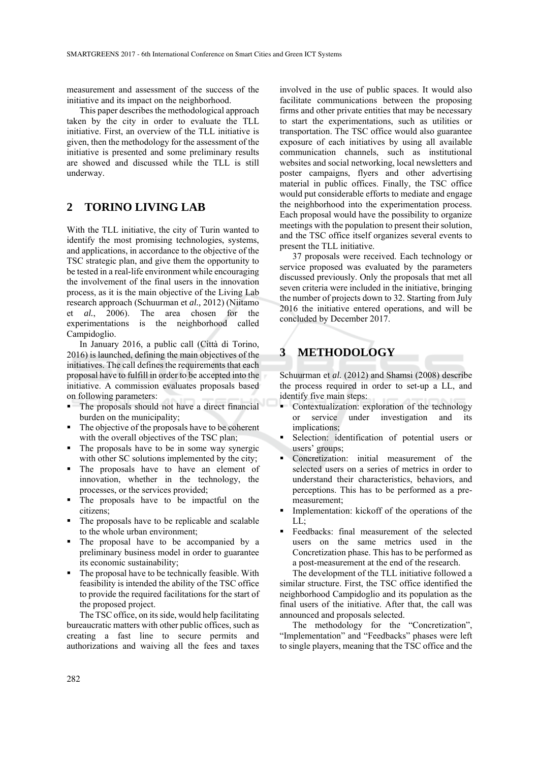measurement and assessment of the success of the initiative and its impact on the neighborhood.

This paper describes the methodological approach taken by the city in order to evaluate the TLL initiative. First, an overview of the TLL initiative is given, then the methodology for the assessment of the initiative is presented and some preliminary results are showed and discussed while the TLL is still underway.

## 2 TORINO LIVING LAB

With the TLL initiative, the city of Turin wanted to identify the most promising technologies, systems, and applications, in accordance to the objective of the TSC strategic plan, and give them the opportunity to be tested in a real-life environment while encouraging the involvement of the final users in the innovation process, as it is the main objective of the Living Lab research approach (Schuurman et *al.,* 2012) (Niitamo et *al.*, 2006). The area chosen for the experimentations is the neighborhood called Campidoglio.

In January 2016, a public call (Città di Torino, 2016) is launched, defining the main objectives of the initiatives. The call defines the requirements that each proposal have to fulfill in order to be accepted into the initiative. A commission evaluates proposals based on following parameters:

- The proposals should not have a direct financial burden on the municipality;
- The objective of the proposals have to be coherent with the overall objectives of the TSC plan;
- The proposals have to be in some way synergic with other SC solutions implemented by the city;
- The proposals have to have an element of innovation, whether in the technology, the processes, or the services provided;
- The proposals have to be impactful on the citizens;
- The proposals have to be replicable and scalable to the whole urban environment;
- The proposal have to be accompanied by a preliminary business model in order to guarantee its economic sustainability;
- The proposal have to be technically feasible. With feasibility is intended the ability of the TSC office to provide the required facilitations for the start of the proposed project.

The TSC office, on its side, would help facilitating bureaucratic matters with other public offices, such as creating a fast line to secure permits and authorizations and waiving all the fees and taxes involved in the use of public spaces. It would also facilitate communications between the proposing firms and other private entities that may be necessary to start the experimentations, such as utilities or transportation. The TSC office would also guarantee exposure of each initiatives by using all available communication channels, such as institutional websites and social networking, local newsletters and poster campaigns, flyers and other advertising material in public offices. Finally, the TSC office would put considerable efforts to mediate and engage the neighborhood into the experimentation process. Each proposal would have the possibility to organize meetings with the population to present their solution, and the TSC office itself organizes several events to present the TLL initiative.

37 proposals were received. Each technology or service proposed was evaluated by the parameters discussed previously. Only the proposals that met all seven criteria were included in the initiative, bringing the number of projects down to 32. Starting from July 2016 the initiative entered operations, and will be concluded by December 2017.

## 3 METHODOLOGY

Schuurman et *al.* (2012) and Shamsi (2008) describe the process required in order to set-up a LL, and identify five main steps:

- Contextualization: exploration of the technology or service under investigation and its implications;
- Selection: identification of potential users or users' groups;
- Concretization: initial measurement of the selected users on a series of metrics in order to understand their characteristics, behaviors, and perceptions. This has to be performed as a pre-measurement;
- Implementation: kickoff of the operations of the LL;
- Feedbacks: final measurement of the selected users on the same metrics used in the Concretization phase. This has to be performed as a post-measurement at the end of the research.

The development of the TLL initiative followed a similar structure. First, the TSC office identified the neighborhood Campidoglio and its population as the final users of the initiative. After that, the call was announced and proposals selected.

The methodology for the "Concretization", "Implementation" and "Feedbacks" phases were left to single players, meaning that the TSC office and the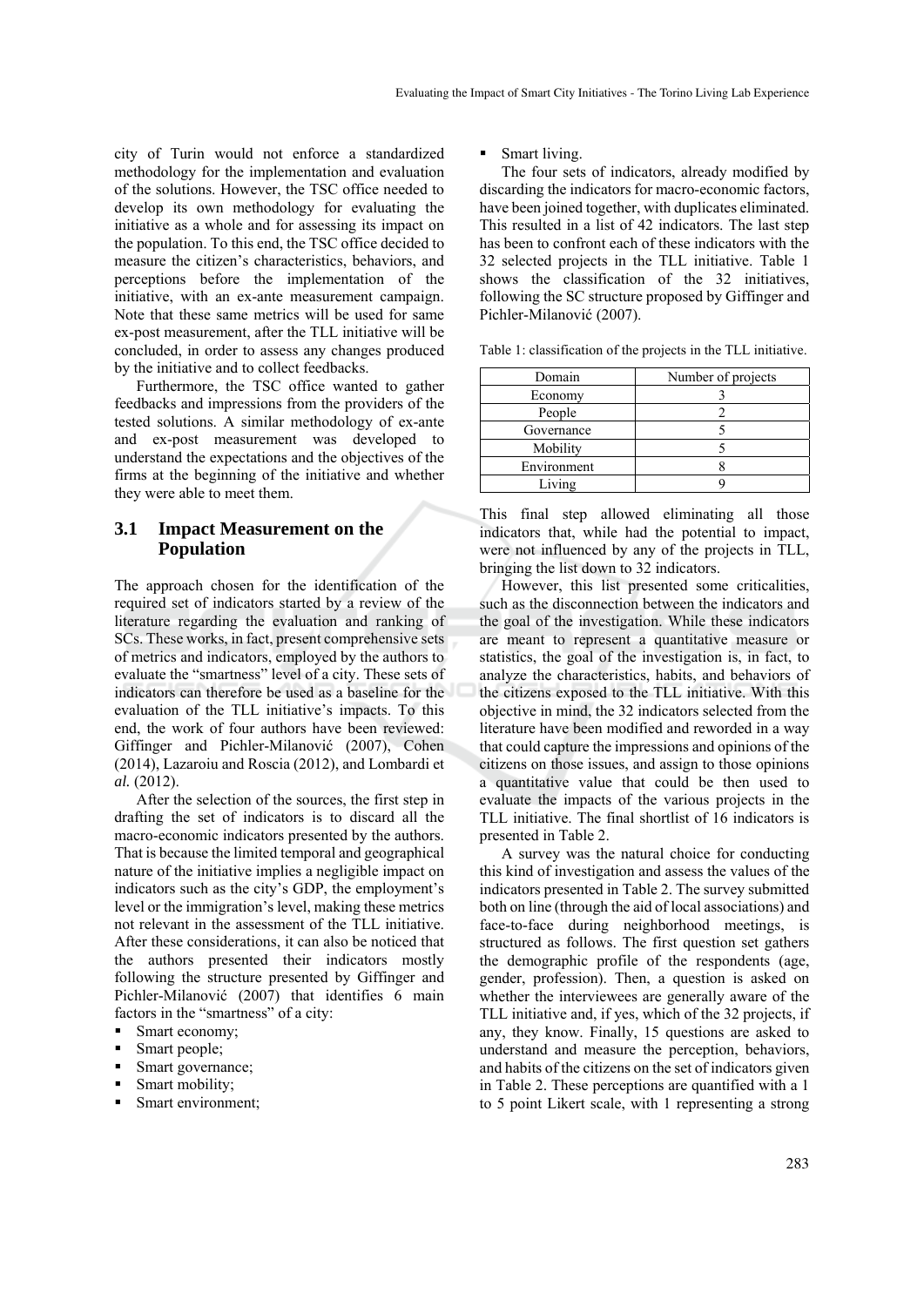city of Turin would not enforce a standardized methodology for the implementation and evaluation of the solutions. However, the TSC office needed to develop its own methodology for evaluating the initiative as a whole and for assessing its impact on the population. To this end, the TSC office decided to measure the citizen's characteristics, behaviors, and perceptions before the implementation of the initiative, with an ex-ante measurement campaign. Note that these same metrics will be used for same ex-post measurement, after the TLL initiative will be concluded, in order to assess any changes produced by the initiative and to collect feedbacks.

Furthermore, the TSC office wanted to gather feedbacks and impressions from the providers of the tested solutions. A similar methodology of ex-ante and ex-post measurement was developed to understand the expectations and the objectives of the firms at the beginning of the initiative and whether they were able to meet them.

### 3.1 Impact Measurement on the Population

The approach chosen for the identification of the required set of indicators started by a review of the literature regarding the evaluation and ranking of SCs. These works, in fact, present comprehensive sets of metrics and indicators, employed by the authors to evaluate the "smartness" level of a city. These sets of indicators can therefore be used as a baseline for the evaluation of the TLL initiative's impacts. To this end, the work of four authors have been reviewed: Giffinger and Pichler-Milanović (2007), Cohen (2014), Lazaroiu and Roscia (2012), and Lombardi et *al.* (2012).

After the selection of the sources, the first step in drafting the set of indicators is to discard all the macro-economic indicators presented by the authors. That is because the limited temporal and geographical nature of the initiative implies a negligible impact on indicators such as the city's GDP, the employment's level or the immigration's level, making these metrics not relevant in the assessment of the TLL initiative. After these considerations, it can also be noticed that the authors presented their indicators mostly following the structure presented by Giffinger and Pichler-Milanović (2007) that identifies 6 main factors in the "smartness" of a city:

- Smart economy;
- Smart people;
- Smart governance;
- Smart mobility;
- Smart environment;
- Smart living.

The four sets of indicators, already modified by discarding the indicators for macro-economic factors, have been joined together, with duplicates eliminated. This resulted in a list of 42 indicators. The last step has been to confront each of these indicators with the 32 selected projects in the TLL initiative. Table 1 shows the classification of the 32 initiatives, following the SC structure proposed by Giffinger and Pichler-Milanović (2007).

Table 1: classification of the projects in the TLL initiative.

| Domain | Number of projects |
|---|---|
| Economy | 3 |
| People | 2 |
| Governance | 5 |
| Mobility | 5 |
| Environment | 8 |
| Living | 9 |

This final step allowed eliminating all those indicators that, while had the potential to impact, were not influenced by any of the projects in TLL, bringing the list down to 32 indicators.

However, this list presented some criticalities, such as the disconnection between the indicators and the goal of the investigation. While these indicators are meant to represent a quantitative measure or statistics, the goal of the investigation is, in fact, to analyze the characteristics, habits, and behaviors of the citizens exposed to the TLL initiative. With this objective in mind, the 32 indicators selected from the literature have been modified and reworded in a way that could capture the impressions and opinions of the citizens on those issues, and assign to those opinions a quantitative value that could be then used to evaluate the impacts of the various projects in the TLL initiative. The final shortlist of 16 indicators is presented in Table 2.

A survey was the natural choice for conducting this kind of investigation and assess the values of the indicators presented in Table 2. The survey submitted both on line (through the aid of local associations) and face-to-face during neighborhood meetings, is structured as follows. The first question set gathers the demographic profile of the respondents (age, gender, profession). Then, a question is asked on whether the interviewees are generally aware of the TLL initiative and, if yes, which of the 32 projects, if any, they know. Finally, 15 questions are asked to understand and measure the perception, behaviors, and habits of the citizens on the set of indicators given in Table 2. These perceptions are quantified with a 1 to 5 point Likert scale, with 1 representing a strong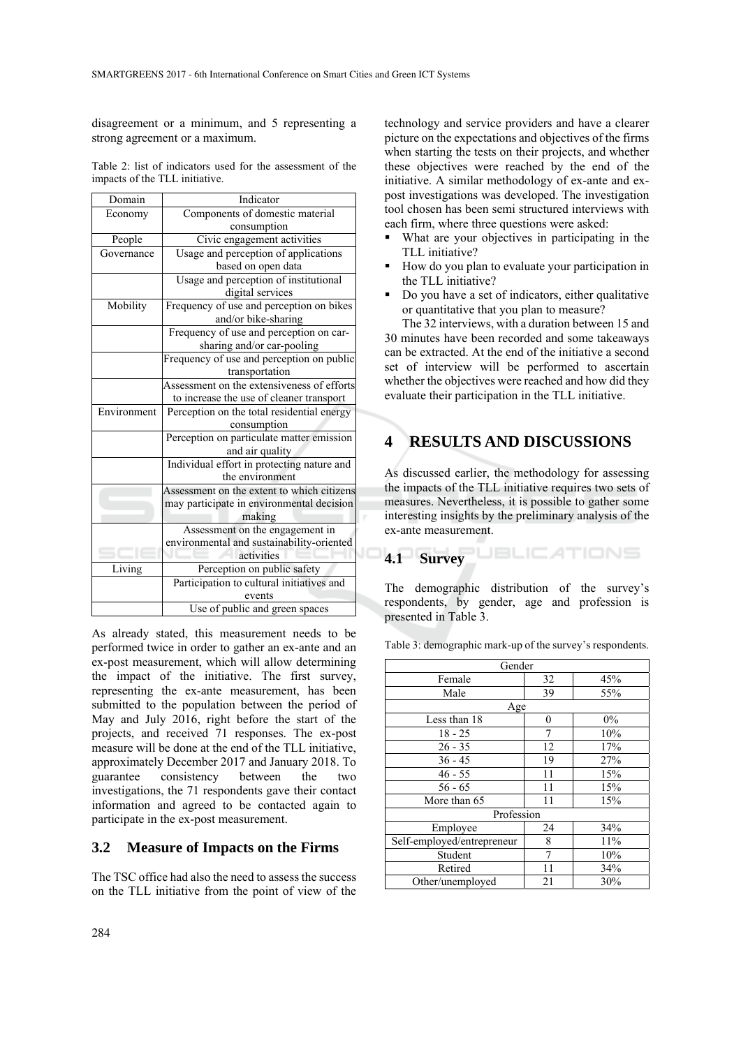disagreement or a minimum, and 5 representing a strong agreement or a maximum.

Table 2: list of indicators used for the assessment of the impacts of the TLL initiative.

| Domain | Indicator |
|---|---|
| Economy | Components of domestic material consumption |
| People | Civic engagement activities |
| Governance | Usage and perception of applications based on open data |
| | Usage and perception of institutional digital services |
| Mobility | Frequency of use and perception on bikes and/or bike-sharing |
| | Frequency of use and perception on car-sharing and/or car-pooling |
| | Frequency of use and perception on public transportation |
| | Assessment on the extensiveness of efforts to increase the use of cleaner transport |
| Environment | Perception on the total residential energy consumption |
| | Perception on particulate matter emission and air quality |
| | Individual effort in protecting nature and the environment |
| | Assessment on the extent to which citizens may participate in environmental decision making |
| | Assessment on the engagement in environmental and sustainability-oriented activities |
| Living | Perception on public safety |
| | Participation to cultural initiatives and events |
| | Use of public and green spaces |

As already stated, this measurement needs to be performed twice in order to gather an ex-ante and an ex-post measurement, which will allow determining the impact of the initiative. The first survey, representing the ex-ante measurement, has been submitted to the population between the period of May and July 2016, right before the start of the projects, and received 71 responses. The ex-post measure will be done at the end of the TLL initiative, approximately December 2017 and January 2018. To guarantee consistency between the two investigations, the 71 respondents gave their contact information and agreed to be contacted again to participate in the ex-post measurement.

### 3.2 Measure of Impacts on the Firms

The TSC office had also the need to assess the success on the TLL initiative from the point of view of the technology and service providers and have a clearer picture on the expectations and objectives of the firms when starting the tests on their projects, and whether these objectives were reached by the end of the initiative. A similar methodology of ex-ante and ex-post investigations was developed. The investigation tool chosen has been semi structured interviews with each firm, where three questions were asked:

- What are your objectives in participating in the TLL initiative?
- How do you plan to evaluate your participation in the TLL initiative?
- Do you have a set of indicators, either qualitative or quantitative that you plan to measure?

The 32 interviews, with a duration between 15 and 30 minutes have been recorded and some takeaways can be extracted. At the end of the initiative a second set of interview will be performed to ascertain whether the objectives were reached and how did they evaluate their participation in the TLL initiative.

## 4 RESULTS AND DISCUSSIONS

As discussed earlier, the methodology for assessing the impacts of the TLL initiative requires two sets of measures. Nevertheless, it is possible to gather some interesting insights by the preliminary analysis of the ex-ante measurement.

### 4.1 Survey

The demographic distribution of the survey's respondents, by gender, age and profession is presented in Table 3.

Table 3: demographic mark-up of the survey's respondents.

| Gender | | |
|---|---|---|
| Female | 32 | 45% |
| Male | 39 | 55% |
| **Age** | | |
| Less than 18 | 0 | 0% |
| 18 - 25 | 7 | 10% |
| 26 - 35 | 12 | 17% |
| 36 - 45 | 19 | 27% |
| 46 - 55 | 11 | 15% |
| 56 - 65 | 11 | 15% |
| More than 65 | 11 | 15% |
| **Profession** | | |
| Employee | 24 | 34% |
| Self-employed/entrepreneur | 8 | 11% |
| Student | 7 | 10% |
| Retired | 11 | 34% |
| Other/unemployed | 21 | 30% |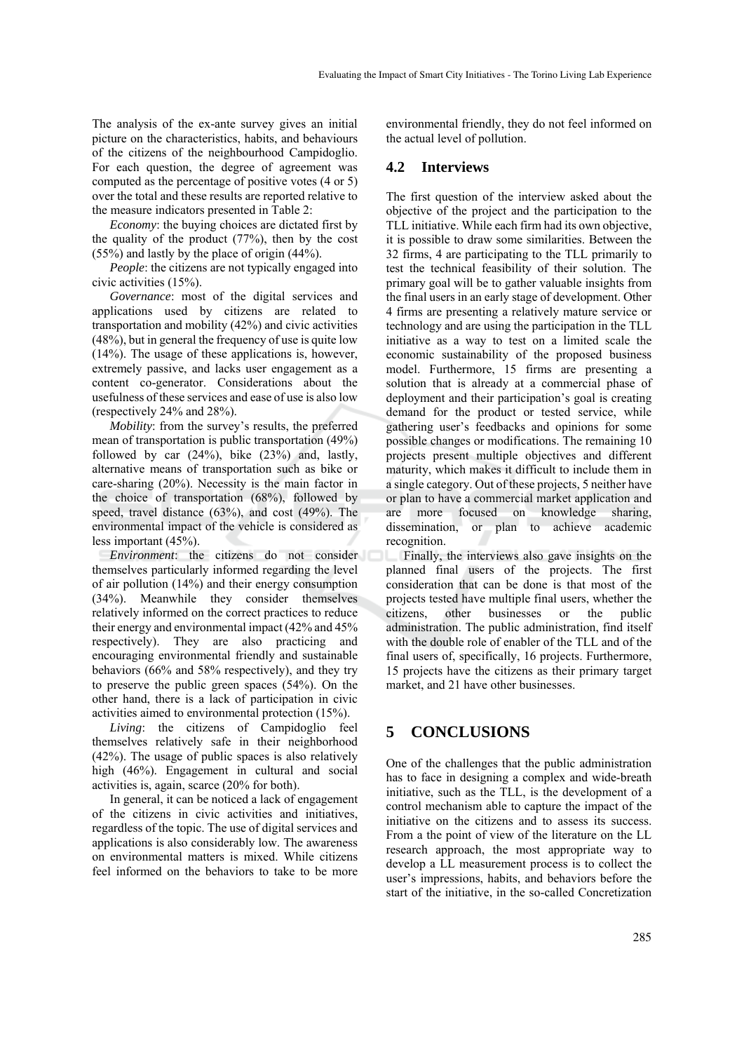The analysis of the ex-ante survey gives an initial picture on the characteristics, habits, and behaviours of the citizens of the neighbourhood Campidoglio. For each question, the degree of agreement was computed as the percentage of positive votes (4 or 5) over the total and these results are reported relative to the measure indicators presented in Table 2:

*Economy*: the buying choices are dictated first by the quality of the product (77%), then by the cost (55%) and lastly by the place of origin (44%).

*People*: the citizens are not typically engaged into civic activities (15%).

*Governance*: most of the digital services and applications used by citizens are related to transportation and mobility (42%) and civic activities (48%), but in general the frequency of use is quite low (14%). The usage of these applications is, however, extremely passive, and lacks user engagement as a content co-generator. Considerations about the usefulness of these services and ease of use is also low (respectively 24% and 28%).

*Mobility*: from the survey's results, the preferred mean of transportation is public transportation (49%) followed by car (24%), bike (23%) and, lastly, alternative means of transportation such as bike or care-sharing (20%). Necessity is the main factor in the choice of transportation (68%), followed by speed, travel distance (63%), and cost (49%). The environmental impact of the vehicle is considered as less important (45%).

*Environment*: the citizens do not consider themselves particularly informed regarding the level of air pollution (14%) and their energy consumption (34%). Meanwhile they consider themselves relatively informed on the correct practices to reduce their energy and environmental impact (42% and 45% respectively). They are also practicing and encouraging environmental friendly and sustainable behaviors (66% and 58% respectively), and they try to preserve the public green spaces (54%). On the other hand, there is a lack of participation in civic activities aimed to environmental protection (15%).

*Living*: the citizens of Campidoglio feel themselves relatively safe in their neighborhood (42%). The usage of public spaces is also relatively high (46%). Engagement in cultural and social activities is, again, scarce (20% for both).

In general, it can be noticed a lack of engagement of the citizens in civic activities and initiatives, regardless of the topic. The use of digital services and applications is also considerably low. The awareness on environmental matters is mixed. While citizens feel informed on the behaviors to take to be more environmental friendly, they do not feel informed on the actual level of pollution.

### 4.2 Interviews

The first question of the interview asked about the objective of the project and the participation to the TLL initiative. While each firm had its own objective, it is possible to draw some similarities. Between the 32 firms, 4 are participating to the TLL primarily to test the technical feasibility of their solution. The primary goal will be to gather valuable insights from the final users in an early stage of development. Other 4 firms are presenting a relatively mature service or technology and are using the participation in the TLL initiative as a way to test on a limited scale the economic sustainability of the proposed business model. Furthermore, 15 firms are presenting a solution that is already at a commercial phase of deployment and their participation's goal is creating demand for the product or tested service, while gathering user's feedbacks and opinions for some possible changes or modifications. The remaining 10 projects present multiple objectives and different maturity, which makes it difficult to include them in a single category. Out of these projects, 5 neither have or plan to have a commercial market application and are more focused on knowledge sharing, dissemination, or plan to achieve academic recognition.

Finally, the interviews also gave insights on the planned final users of the projects. The first consideration that can be done is that most of the projects tested have multiple final users, whether the citizens, other businesses or the public administration. The public administration, find itself with the double role of enabler of the TLL and of the final users of, specifically, 16 projects. Furthermore, 15 projects have the citizens as their primary target market, and 21 have other businesses.

## 5 CONCLUSIONS

One of the challenges that the public administration has to face in designing a complex and wide-breath initiative, such as the TLL, is the development of a control mechanism able to capture the impact of the initiative on the citizens and to assess its success. From a the point of view of the literature on the LL research approach, the most appropriate way to develop a LL measurement process is to collect the user's impressions, habits, and behaviors before the start of the initiative, in the so-called Concretization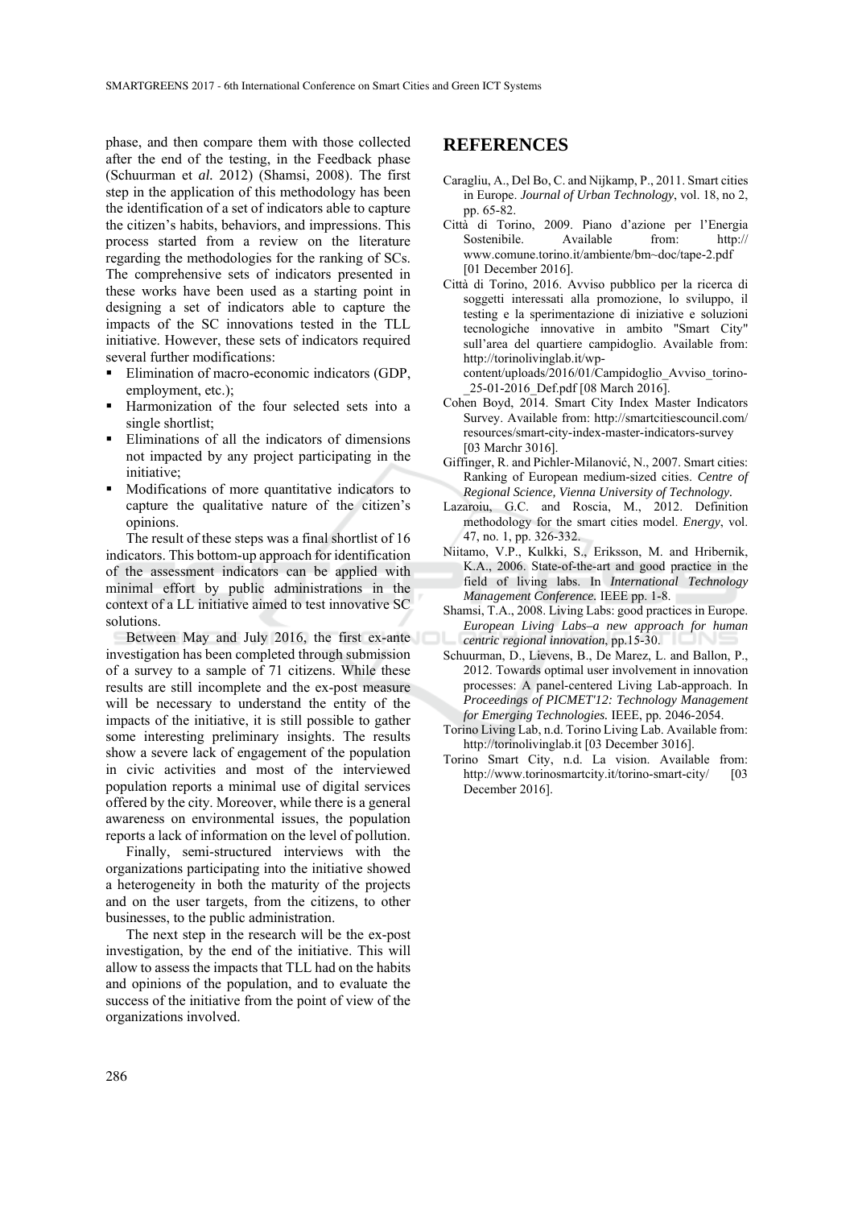phase, and then compare them with those collected after the end of the testing, in the Feedback phase (Schuurman et *al.* 2012) (Shamsi, 2008). The first step in the application of this methodology has been the identification of a set of indicators able to capture the citizen's habits, behaviors, and impressions. This process started from a review on the literature regarding the methodologies for the ranking of SCs. The comprehensive sets of indicators presented in these works have been used as a starting point in designing a set of indicators able to capture the impacts of the SC innovations tested in the TLL initiative. However, these sets of indicators required several further modifications:

- Elimination of macro-economic indicators (GDP, employment, etc.);
- Harmonization of the four selected sets into a single shortlist;
- Eliminations of all the indicators of dimensions not impacted by any project participating in the initiative;
- Modifications of more quantitative indicators to capture the qualitative nature of the citizen's opinions.

The result of these steps was a final shortlist of 16 indicators. This bottom-up approach for identification of the assessment indicators can be applied with minimal effort by public administrations in the context of a LL initiative aimed to test innovative SC solutions.

Between May and July 2016, the first ex-ante investigation has been completed through submission of a survey to a sample of 71 citizens. While these results are still incomplete and the ex-post measure will be necessary to understand the entity of the impacts of the initiative, it is still possible to gather some interesting preliminary insights. The results show a severe lack of engagement of the population in civic activities and most of the interviewed population reports a minimal use of digital services offered by the city. Moreover, while there is a general awareness on environmental issues, the population reports a lack of information on the level of pollution.

Finally, semi-structured interviews with the organizations participating into the initiative showed a heterogeneity in both the maturity of the projects and on the user targets, from the citizens, to other businesses, to the public administration.

The next step in the research will be the ex-post investigation, by the end of the initiative. This will allow to assess the impacts that TLL had on the habits and opinions of the population, and to evaluate the success of the initiative from the point of view of the organizations involved.

## REFERENCES

Caragliu, A., Del Bo, C. and Nijkamp, P., 2011. Smart cities in Europe. *Journal of Urban Technology*, vol. 18, no 2, pp. 65-82.

Città di Torino, 2009. Piano d'azione per l'Energia Sostenibile. Available from: http:// www.comune.torino.it/ambiente/bm~doc/tape-2.pdf [01 December 2016].

Città di Torino, 2016. Avviso pubblico per la ricerca di soggetti interessati alla promozione, lo sviluppo, il testing e la sperimentazione di iniziative e soluzioni tecnologiche innovative in ambito "Smart City" sull'area del quartiere campidoglio. Available from: http://torinolivinglab.it/wp-content/uploads/2016/01/Campidoglio_Avviso_torino-_25-01-2016_Def.pdf [08 March 2016].

Cohen Boyd, 2014. Smart City Index Master Indicators Survey. Available from: http://smartcitiescouncil.com/ resources/smart-city-index-master-indicators-survey [03 Marchr 3016].

Giffinger, R. and Pichler-Milanović, N., 2007. Smart cities: Ranking of European medium-sized cities. *Centre of Regional Science, Vienna University of Technology.*

Lazaroiu, G.C. and Roscia, M., 2012. Definition methodology for the smart cities model. *Energy*, vol. 47, no. 1, pp. 326-332.

Niitamo, V.P., Kulkki, S., Eriksson, M. and Hribernik, K.A., 2006. State-of-the-art and good practice in the field of living labs. In *International Technology Management Conference.* IEEE pp. 1-8.

Shamsi, T.A., 2008. Living Labs: good practices in Europe. *European Living Labs–a new approach for human centric regional innovation*, pp.15-30.

Schuurman, D., Lievens, B., De Marez, L. and Ballon, P., 2012. Towards optimal user involvement in innovation processes: A panel-centered Living Lab-approach. In *Proceedings of PICMET'12: Technology Management for Emerging Technologies.* IEEE, pp. 2046-2054.

Torino Living Lab, n.d. Torino Living Lab. Available from: http://torinolivinglab.it [03 December 3016].

Torino Smart City, n.d. La vision. Available from: http://www.torinosmartcity.it/torino-smart-city/ [03 December 2016].